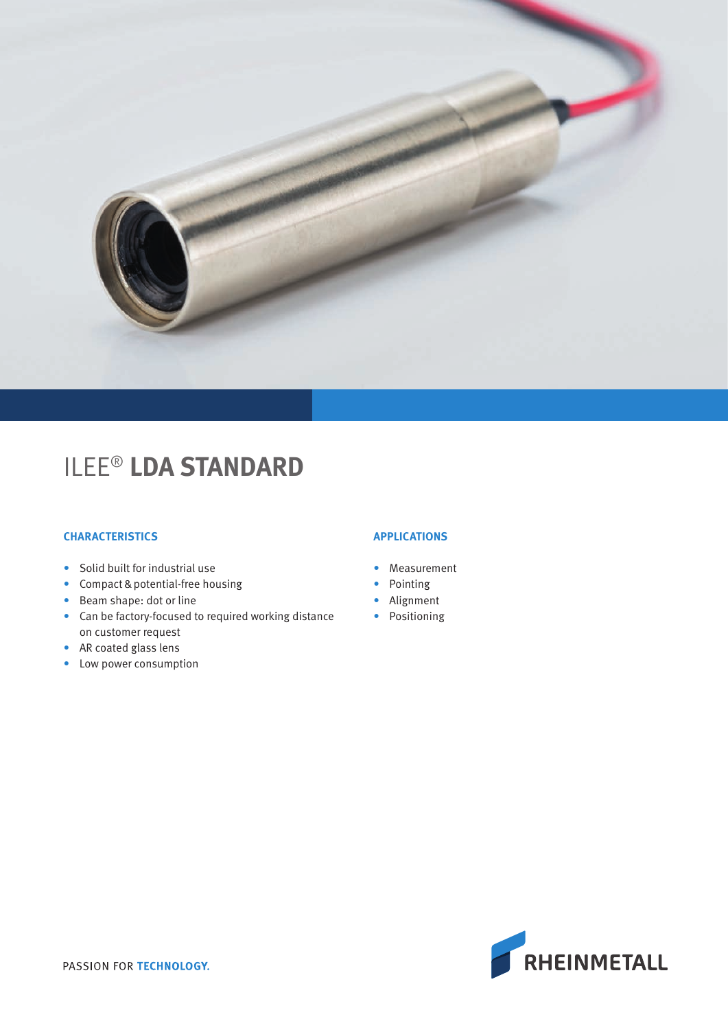# ILEE® **LDA STANDARD**

## CHARACTERISTICS

- Solid built for industrial use
- Compact & potential-free housing
- Beam shape: dot or line
- Can be factory-focused to required working distance on customer request
- AR coated glass lens
- Low power consumption

## APPLICATIONS

- Measurement
- Pointing
- Alignment
- Positioning

PASSION FOR **TECHNOLOGY.**

RHEINMETALL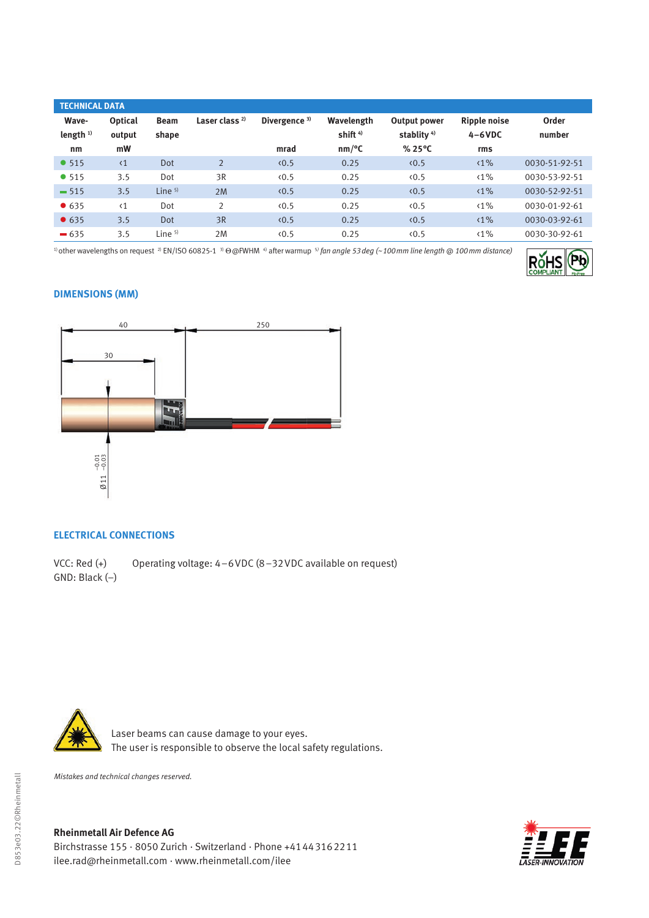## TECHNICAL DATA

| Wave-length [1] nm | Optical output mW | Beam shape | Laser class [2] | Divergence [3] mrad | Wavelength shift [4] nm/°C | Output power stablity [4] % 25°C | Ripple noise 4–6 VDC rms | Order number |
|---|---|---|---|---|---|---|---|---|
| ● 515 | ‹1 | Dot | 2 | ‹0.5 | 0.25 | ‹0.5 | ‹1% | 0030-51-92-51 |
| ● 515 | 3.5 | Dot | 3R | ‹0.5 | 0.25 | ‹0.5 | ‹1% | 0030-53-92-51 |
| ▬ 515 | 3.5 | Line [5] | 2M | ‹0.5 | 0.25 | ‹0.5 | ‹1% | 0030-52-92-51 |
| ● 635 | ‹1 | Dot | 2 | ‹0.5 | 0.25 | ‹0.5 | ‹1% | 0030-01-92-61 |
| ● 635 | 3.5 | Dot | 3R | ‹0.5 | 0.25 | ‹0.5 | ‹1% | 0030-03-92-61 |
| ▬ 635 | 3.5 | Line [5] | 2M | ‹0.5 | 0.25 | ‹0.5 | ‹1% | 0030-30-92-61 |

[1] other wavelengths on request [2] EN/ISO 60825-1 [3] Θ@FWHM [4] after warmup [5] *fan angle 53 deg (~100 mm line length @ 100 mm distance)*

## DIMENSIONS (MM)

40
250
30
Ø11 −0.01 −0.03

## ELECTRICAL CONNECTIONS

VCC: Red (+) Operating voltage: 4–6 VDC (8–32 VDC available on request)
GND: Black (–)

Laser beams can cause damage to your eyes.
The user is responsible to observe the local safety regulations.

*Mistakes and technical changes reserved.*

**Rheinmetall Air Defence AG**
Birchstrasse 155 · 8050 Zurich · Switzerland · Phone +41 44 316 2211
ilee.rad@rheinmetall.com · www.rheinmetall.com/ilee

D853e03.22©Rheinmetall